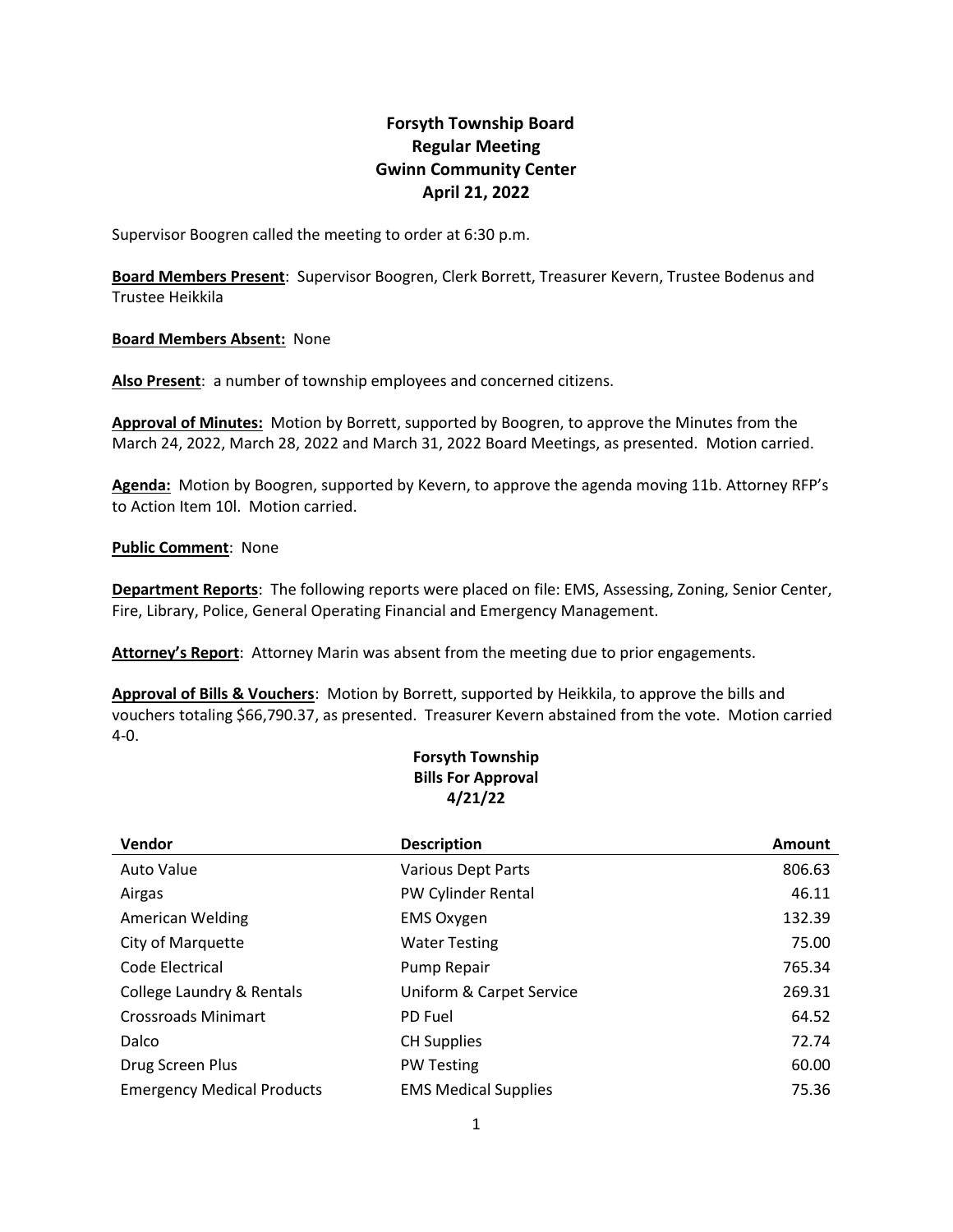# Forsyth Township Board
## Regular Meeting
## Gwinn Community Center
## April 21, 2022

Supervisor Boogren called the meeting to order at 6:30 p.m.

**Board Members Present**: Supervisor Boogren, Clerk Borrett, Treasurer Kevern, Trustee Bodenus and Trustee Heikkila

**Board Members Absent:** None

**Also Present**: a number of township employees and concerned citizens.

**Approval of Minutes:** Motion by Borrett, supported by Boogren, to approve the Minutes from the March 24, 2022, March 28, 2022 and March 31, 2022 Board Meetings, as presented. Motion carried.

**Agenda:** Motion by Boogren, supported by Kevern, to approve the agenda moving 11b. Attorney RFP's to Action Item 10l. Motion carried.

**Public Comment**: None

**Department Reports**: The following reports were placed on file: EMS, Assessing, Zoning, Senior Center, Fire, Library, Police, General Operating Financial and Emergency Management.

**Attorney's Report**: Attorney Marin was absent from the meeting due to prior engagements.

**Approval of Bills & Vouchers**: Motion by Borrett, supported by Heikkila, to approve the bills and vouchers totaling $66,790.37, as presented. Treasurer Kevern abstained from the vote. Motion carried 4-0.

**Forsyth Township**
**Bills For Approval**
**4/21/22**

| Vendor | Description | Amount |
|---|---|---|
| Auto Value | Various Dept Parts | 806.63 |
| Airgas | PW Cylinder Rental | 46.11 |
| American Welding | EMS Oxygen | 132.39 |
| City of Marquette | Water Testing | 75.00 |
| Code Electrical | Pump Repair | 765.34 |
| College Laundry & Rentals | Uniform & Carpet Service | 269.31 |
| Crossroads Minimart | PD Fuel | 64.52 |
| Dalco | CH Supplies | 72.74 |
| Drug Screen Plus | PW Testing | 60.00 |
| Emergency Medical Products | EMS Medical Supplies | 75.36 |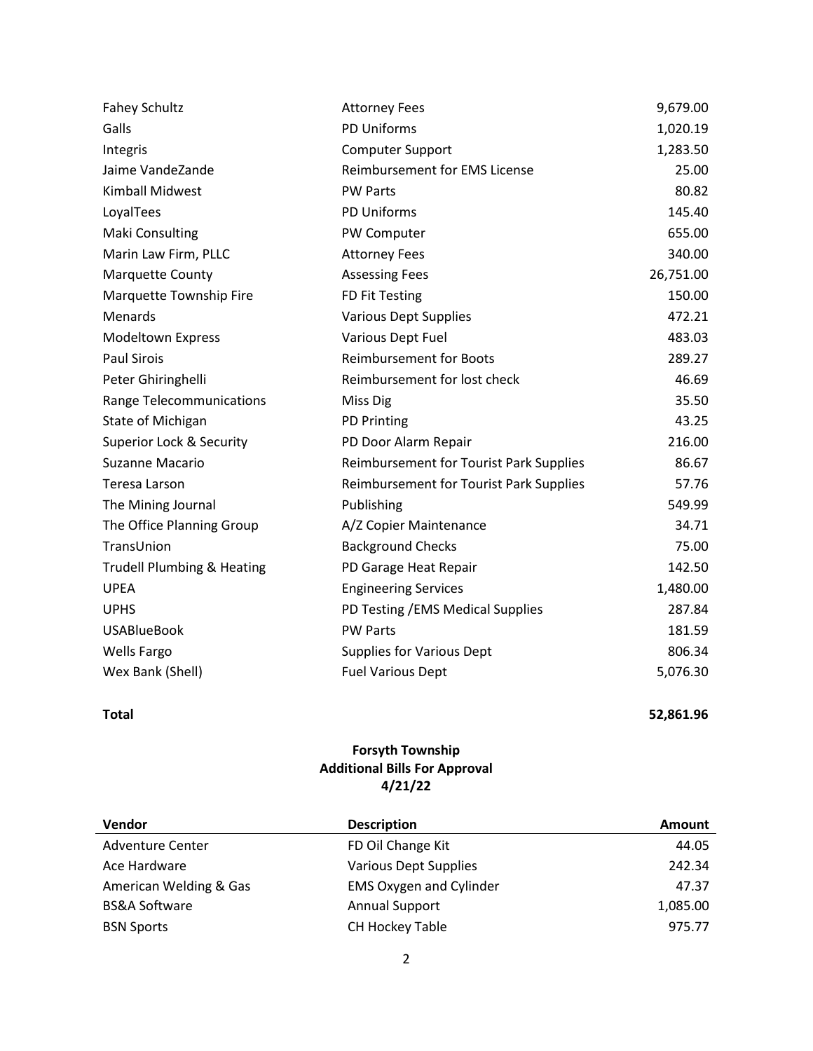| | | |
|---|---|---|
| Fahey Schultz | Attorney Fees | 9,679.00 |
| Galls | PD Uniforms | 1,020.19 |
| Integris | Computer Support | 1,283.50 |
| Jaime VandeZande | Reimbursement for EMS License | 25.00 |
| Kimball Midwest | PW Parts | 80.82 |
| LoyalTees | PD Uniforms | 145.40 |
| Maki Consulting | PW Computer | 655.00 |
| Marin Law Firm, PLLC | Attorney Fees | 340.00 |
| Marquette County | Assessing Fees | 26,751.00 |
| Marquette Township Fire | FD Fit Testing | 150.00 |
| Menards | Various Dept Supplies | 472.21 |
| Modeltown Express | Various Dept Fuel | 483.03 |
| Paul Sirois | Reimbursement for Boots | 289.27 |
| Peter Ghiringhelli | Reimbursement for lost check | 46.69 |
| Range Telecommunications | Miss Dig | 35.50 |
| State of Michigan | PD Printing | 43.25 |
| Superior Lock & Security | PD Door Alarm Repair | 216.00 |
| Suzanne Macario | Reimbursement for Tourist Park Supplies | 86.67 |
| Teresa Larson | Reimbursement for Tourist Park Supplies | 57.76 |
| The Mining Journal | Publishing | 549.99 |
| The Office Planning Group | A/Z Copier Maintenance | 34.71 |
| TransUnion | Background Checks | 75.00 |
| Trudell Plumbing & Heating | PD Garage Heat Repair | 142.50 |
| UPEA | Engineering Services | 1,480.00 |
| UPHS | PD Testing /EMS Medical Supplies | 287.84 |
| USABlueBook | PW Parts | 181.59 |
| Wells Fargo | Supplies for Various Dept | 806.34 |
| Wex Bank (Shell) | Fuel Various Dept | 5,076.30 |
| **Total** | | **52,861.96** |

**Forsyth Township**
**Additional Bills For Approval**
**4/21/22**

| Vendor | Description | Amount |
|---|---|---|
| Adventure Center | FD Oil Change Kit | 44.05 |
| Ace Hardware | Various Dept Supplies | 242.34 |
| American Welding & Gas | EMS Oxygen and Cylinder | 47.37 |
| BS&A Software | Annual Support | 1,085.00 |
| BSN Sports | CH Hockey Table | 975.77 |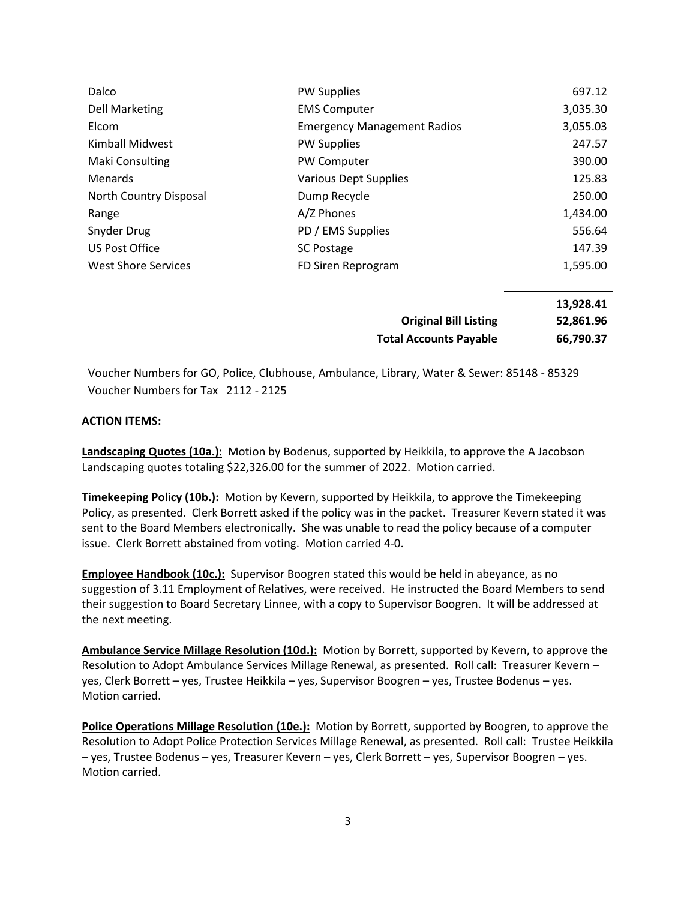| | | |
|---|---|---|
| Dalco | PW Supplies | 697.12 |
| Dell Marketing | EMS Computer | 3,035.30 |
| Elcom | Emergency Management Radios | 3,055.03 |
| Kimball Midwest | PW Supplies | 247.57 |
| Maki Consulting | PW Computer | 390.00 |
| Menards | Various Dept Supplies | 125.83 |
| North Country Disposal | Dump Recycle | 250.00 |
| Range | A/Z Phones | 1,434.00 |
| Snyder Drug | PD / EMS Supplies | 556.64 |
| US Post Office | SC Postage | 147.39 |
| West Shore Services | FD Siren Reprogram | 1,595.00 |
| | | **13,928.41** |
| | **Original Bill Listing** | **52,861.96** |
| | **Total Accounts Payable** | **66,790.37** |

Voucher Numbers for GO, Police, Clubhouse, Ambulance, Library, Water & Sewer: 85148 - 85329
Voucher Numbers for Tax 2112 - 2125

**ACTION ITEMS:**

**Landscaping Quotes (10a.):** Motion by Bodenus, supported by Heikkila, to approve the A Jacobson Landscaping quotes totaling $22,326.00 for the summer of 2022. Motion carried.

**Timekeeping Policy (10b.):** Motion by Kevern, supported by Heikkila, to approve the Timekeeping Policy, as presented. Clerk Borrett asked if the policy was in the packet. Treasurer Kevern stated it was sent to the Board Members electronically. She was unable to read the policy because of a computer issue. Clerk Borrett abstained from voting. Motion carried 4-0.

**Employee Handbook (10c.):** Supervisor Boogren stated this would be held in abeyance, as no suggestion of 3.11 Employment of Relatives, were received. He instructed the Board Members to send their suggestion to Board Secretary Linnee, with a copy to Supervisor Boogren. It will be addressed at the next meeting.

**Ambulance Service Millage Resolution (10d.):** Motion by Borrett, supported by Kevern, to approve the Resolution to Adopt Ambulance Services Millage Renewal, as presented. Roll call: Treasurer Kevern – yes, Clerk Borrett – yes, Trustee Heikkila – yes, Supervisor Boogren – yes, Trustee Bodenus – yes. Motion carried.

**Police Operations Millage Resolution (10e.):** Motion by Borrett, supported by Boogren, to approve the Resolution to Adopt Police Protection Services Millage Renewal, as presented. Roll call: Trustee Heikkila – yes, Trustee Bodenus – yes, Treasurer Kevern – yes, Clerk Borrett – yes, Supervisor Boogren – yes. Motion carried.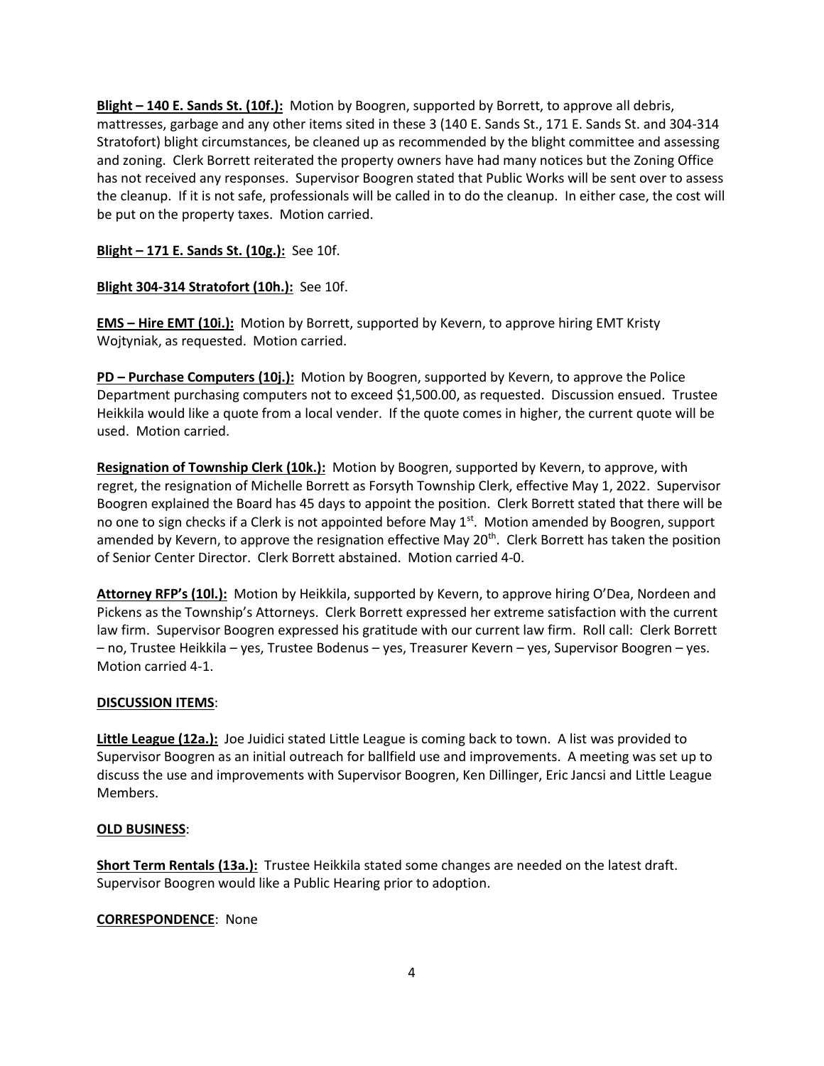**Blight – 140 E. Sands St. (10f.):** Motion by Boogren, supported by Borrett, to approve all debris, mattresses, garbage and any other items sited in these 3 (140 E. Sands St., 171 E. Sands St. and 304-314 Stratofort) blight circumstances, be cleaned up as recommended by the blight committee and assessing and zoning. Clerk Borrett reiterated the property owners have had many notices but the Zoning Office has not received any responses. Supervisor Boogren stated that Public Works will be sent over to assess the cleanup. If it is not safe, professionals will be called in to do the cleanup. In either case, the cost will be put on the property taxes. Motion carried.

**Blight – 171 E. Sands St. (10g.):** See 10f.

**Blight 304-314 Stratofort (10h.):** See 10f.

**EMS – Hire EMT (10i.):** Motion by Borrett, supported by Kevern, to approve hiring EMT Kristy Wojtyniak, as requested. Motion carried.

**PD – Purchase Computers (10j.):** Motion by Boogren, supported by Kevern, to approve the Police Department purchasing computers not to exceed $1,500.00, as requested. Discussion ensued. Trustee Heikkila would like a quote from a local vender. If the quote comes in higher, the current quote will be used. Motion carried.

**Resignation of Township Clerk (10k.):** Motion by Boogren, supported by Kevern, to approve, with regret, the resignation of Michelle Borrett as Forsyth Township Clerk, effective May 1, 2022. Supervisor Boogren explained the Board has 45 days to appoint the position. Clerk Borrett stated that there will be no one to sign checks if a Clerk is not appointed before May 1st. Motion amended by Boogren, support amended by Kevern, to approve the resignation effective May 20th. Clerk Borrett has taken the position of Senior Center Director. Clerk Borrett abstained. Motion carried 4-0.

**Attorney RFP's (10l.):** Motion by Heikkila, supported by Kevern, to approve hiring O'Dea, Nordeen and Pickens as the Township's Attorneys. Clerk Borrett expressed her extreme satisfaction with the current law firm. Supervisor Boogren expressed his gratitude with our current law firm. Roll call: Clerk Borrett – no, Trustee Heikkila – yes, Trustee Bodenus – yes, Treasurer Kevern – yes, Supervisor Boogren – yes. Motion carried 4-1.

**DISCUSSION ITEMS**:

**Little League (12a.):** Joe Juidici stated Little League is coming back to town. A list was provided to Supervisor Boogren as an initial outreach for ballfield use and improvements. A meeting was set up to discuss the use and improvements with Supervisor Boogren, Ken Dillinger, Eric Jancsi and Little League Members.

**OLD BUSINESS**:

**Short Term Rentals (13a.):** Trustee Heikkila stated some changes are needed on the latest draft. Supervisor Boogren would like a Public Hearing prior to adoption.

**CORRESPONDENCE**: None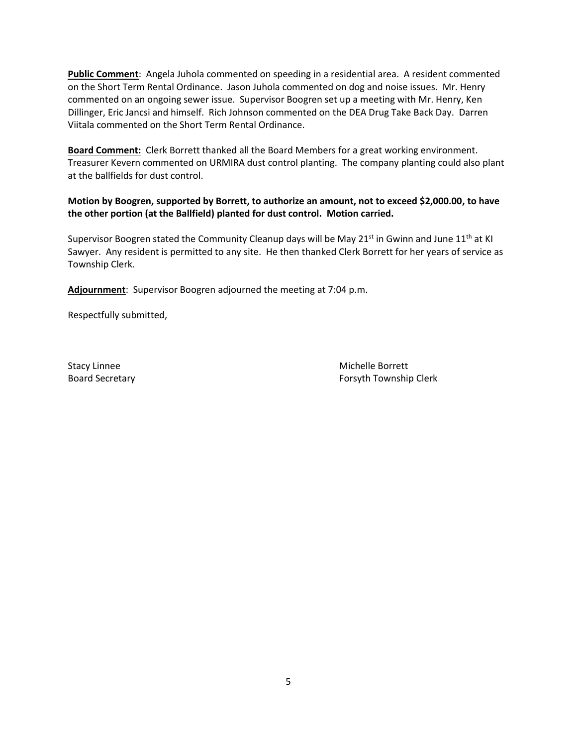**Public Comment**: Angela Juhola commented on speeding in a residential area. A resident commented on the Short Term Rental Ordinance. Jason Juhola commented on dog and noise issues. Mr. Henry commented on an ongoing sewer issue. Supervisor Boogren set up a meeting with Mr. Henry, Ken Dillinger, Eric Jancsi and himself. Rich Johnson commented on the DEA Drug Take Back Day. Darren Viitala commented on the Short Term Rental Ordinance.

**Board Comment:** Clerk Borrett thanked all the Board Members for a great working environment. Treasurer Kevern commented on URMIRA dust control planting. The company planting could also plant at the ballfields for dust control.

**Motion by Boogren, supported by Borrett, to authorize an amount, not to exceed $2,000.00, to have the other portion (at the Ballfield) planted for dust control. Motion carried.**

Supervisor Boogren stated the Community Cleanup days will be May 21st in Gwinn and June 11th at KI Sawyer. Any resident is permitted to any site. He then thanked Clerk Borrett for her years of service as Township Clerk.

**Adjournment**: Supervisor Boogren adjourned the meeting at 7:04 p.m.

Respectfully submitted,

Stacy Linnee
Board Secretary

Michelle Borrett
Forsyth Township Clerk